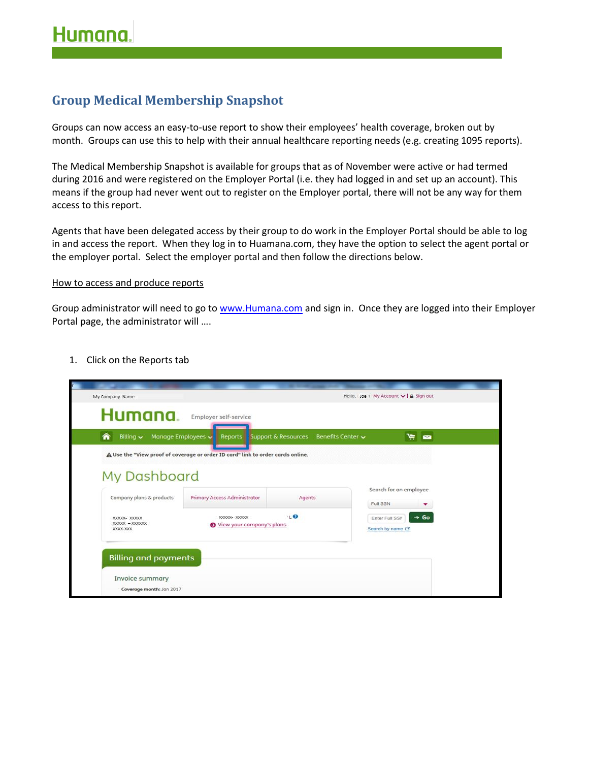# Group Medical Membership Snapshot

Groups can now access an easy-to-use report to show their employees' health coverage, broken out by month. Groups can use this to help with their annual healthcare reporting needs (e.g. creating 1095 reports).

The Medical Membership Snapshot is available for groups that as of November were active or had termed during 2016 and were registered on the Employer Portal (i.e. they had logged in and set up an account). This means if the group had never went out to register on the Employer portal, there will not be any way for them access to this report.

Agents that have been delegated access by their group to do work in the Employer Portal should be able to log in and access the report. When they log in to Huamana.com, they have the option to select the agent portal or the employer portal. Select the employer portal and then follow the directions below.

How to access and produce reports

Group administrator will need to go to www.Humana.com and sign in. Once they are logged into their Employer Portal page, the administrator will ….

1. Click on the Reports tab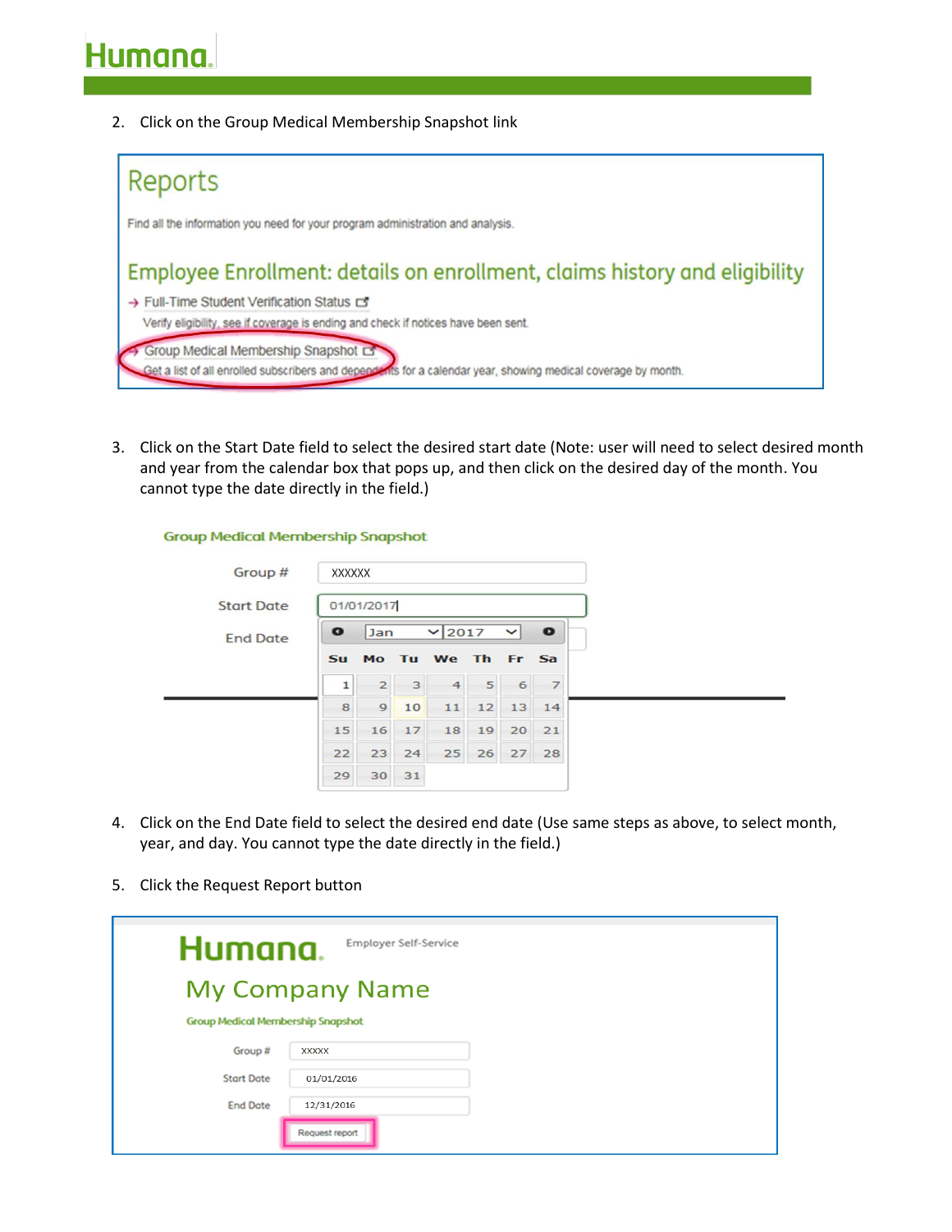2. Click on the Group Medical Membership Snapshot link

3. Click on the Start Date field to select the desired start date (Note: user will need to select desired month and year from the calendar box that pops up, and then click on the desired day of the month. You cannot type the date directly in the field.)

4. Click on the End Date field to select the desired end date (Use same steps as above, to select month, year, and day. You cannot type the date directly in the field.)

5. Click the Request Report button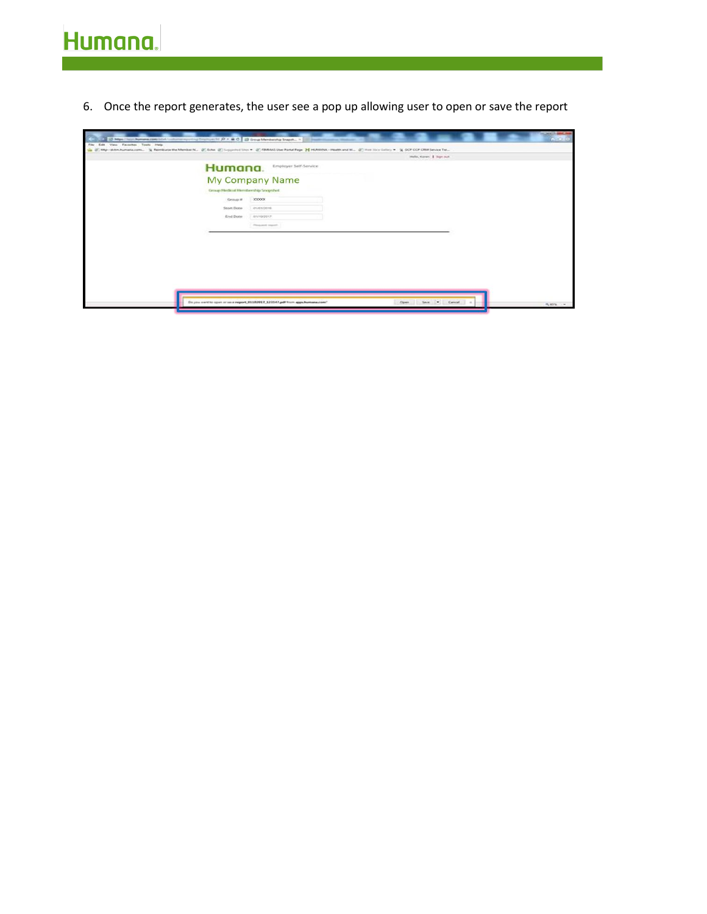6. Once the report generates, the user see a pop up allowing user to open or save the report